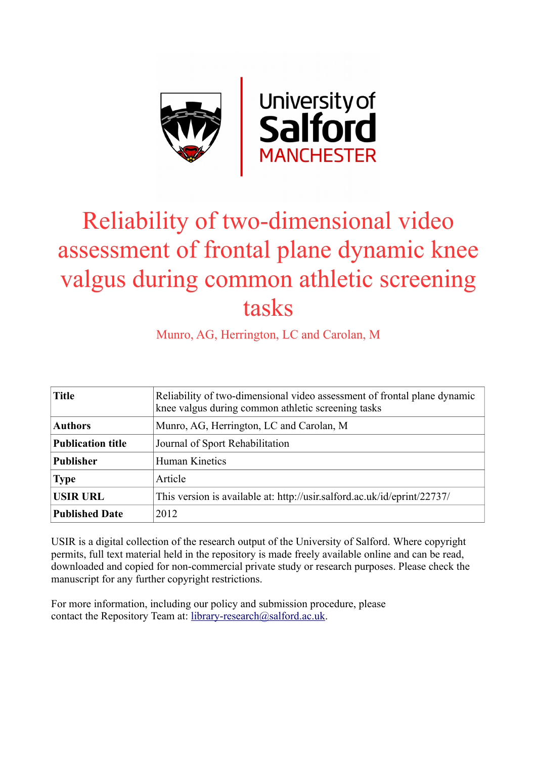# Reliability of two-dimensional video assessment of frontal plane dynamic knee valgus during common athletic screening tasks

Munro, AG, Herrington, LC and Carolan, M

| **Title** | Reliability of two-dimensional video assessment of frontal plane dynamic knee valgus during common athletic screening tasks |
|---|---|
| **Authors** | Munro, AG, Herrington, LC and Carolan, M |
| **Publication title** | Journal of Sport Rehabilitation |
| **Publisher** | Human Kinetics |
| **Type** | Article |
| **USIR URL** | This version is available at: http://usir.salford.ac.uk/id/eprint/22737/ |
| **Published Date** | 2012 |

USIR is a digital collection of the research output of the University of Salford. Where copyright permits, full text material held in the repository is made freely available online and can be read, downloaded and copied for non-commercial private study or research purposes. Please check the manuscript for any further copyright restrictions.

For more information, including our policy and submission procedure, please contact the Repository Team at: library-research@salford.ac.uk.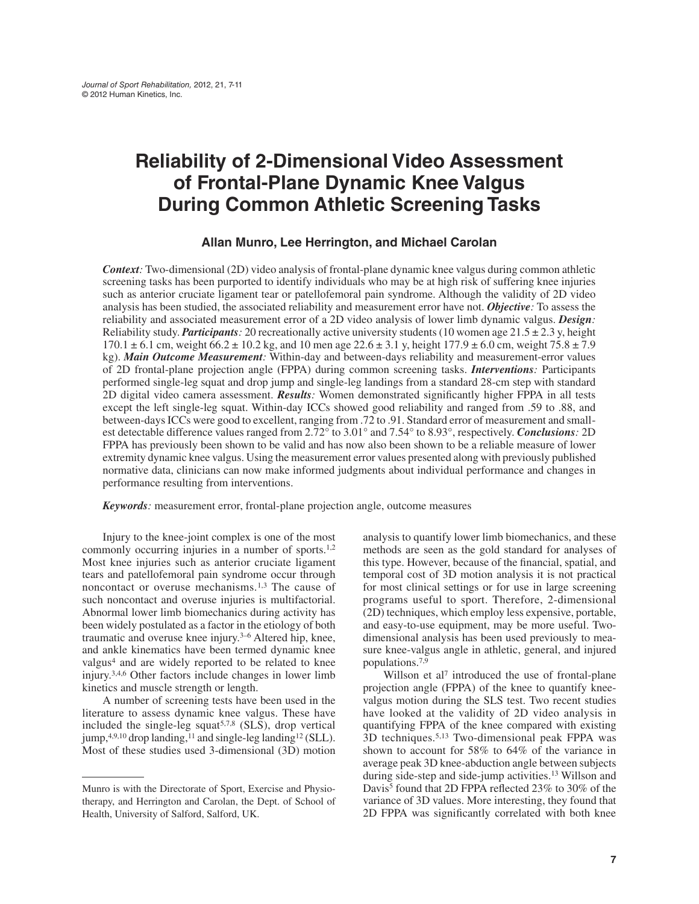# Reliability of 2-Dimensional Video Assessment of Frontal-Plane Dynamic Knee Valgus During Common Athletic Screening Tasks

**Allan Munro, Lee Herrington, and Michael Carolan**

***Context:*** Two-dimensional (2D) video analysis of frontal-plane dynamic knee valgus during common athletic screening tasks has been purported to identify individuals who may be at high risk of suffering knee injuries such as anterior cruciate ligament tear or patellofemoral pain syndrome. Although the validity of 2D video analysis has been studied, the associated reliability and measurement error have not. ***Objective:*** To assess the reliability and associated measurement error of a 2D video analysis of lower limb dynamic valgus. ***Design:*** Reliability study. ***Participants:*** 20 recreationally active university students (10 women age 21.5 ± 2.3 y, height 170.1 ± 6.1 cm, weight 66.2 ± 10.2 kg, and 10 men age 22.6 ± 3.1 y, height 177.9 ± 6.0 cm, weight 75.8 ± 7.9 kg). ***Main Outcome Measurement:*** Within-day and between-days reliability and measurement-error values of 2D frontal-plane projection angle (FPPA) during common screening tasks. ***Interventions:*** Participants performed single-leg squat and drop jump and single-leg landings from a standard 28-cm step with standard 2D digital video camera assessment. ***Results:*** Women demonstrated significantly higher FPPA in all tests except the left single-leg squat. Within-day ICCs showed good reliability and ranged from .59 to .88, and between-days ICCs were good to excellent, ranging from .72 to .91. Standard error of measurement and smallest detectable difference values ranged from 2.72° to 3.01° and 7.54° to 8.93°, respectively. ***Conclusions:*** 2D FPPA has previously been shown to be valid and has now also been shown to be a reliable measure of lower extremity dynamic knee valgus. Using the measurement error values presented along with previously published normative data, clinicians can now make informed judgments about individual performance and changes in performance resulting from interventions.

***Keywords:*** measurement error, frontal-plane projection angle, outcome measures

Injury to the knee-joint complex is one of the most commonly occurring injuries in a number of sports.[1,2] Most knee injuries such as anterior cruciate ligament tears and patellofemoral pain syndrome occur through noncontact or overuse mechanisms.[1,3] The cause of such noncontact and overuse injuries is multifactorial. Abnormal lower limb biomechanics during activity has been widely postulated as a factor in the etiology of both traumatic and overuse knee injury.[3–6] Altered hip, knee, and ankle kinematics have been termed dynamic knee valgus[4] and are widely reported to be related to knee injury.[3,4,6] Other factors include changes in lower limb kinetics and muscle strength or length.

A number of screening tests have been used in the literature to assess dynamic knee valgus. These have included the single-leg squat[5,7,8] (SLS), drop vertical jump,[4,9,10] drop landing,[11] and single-leg landing[12] (SLL). Most of these studies used 3-dimensional (3D) motion analysis to quantify lower limb biomechanics, and these methods are seen as the gold standard for analyses of this type. However, because of the financial, spatial, and temporal cost of 3D motion analysis it is not practical for most clinical settings or for use in large screening programs useful to sport. Therefore, 2-dimensional (2D) techniques, which employ less expensive, portable, and easy-to-use equipment, may be more useful. Two-dimensional analysis has been used previously to measure knee-valgus angle in athletic, general, and injured populations.[7,9]

Willson et al[7] introduced the use of frontal-plane projection angle (FPPA) of the knee to quantify knee-valgus motion during the SLS test. Two recent studies have looked at the validity of 2D video analysis in quantifying FPPA of the knee compared with existing 3D techniques.[5,13] Two-dimensional peak FPPA was shown to account for 58% to 64% of the variance in average peak 3D knee-abduction angle between subjects during side-step and side-jump activities.[13] Willson and Davis[5] found that 2D FPPA reflected 23% to 30% of the variance of 3D values. More interesting, they found that 2D FPPA was significantly correlated with both knee

Munro is with the Directorate of Sport, Exercise and Physiotherapy, and Herrington and Carolan, the Dept. of School of Health, University of Salford, Salford, UK.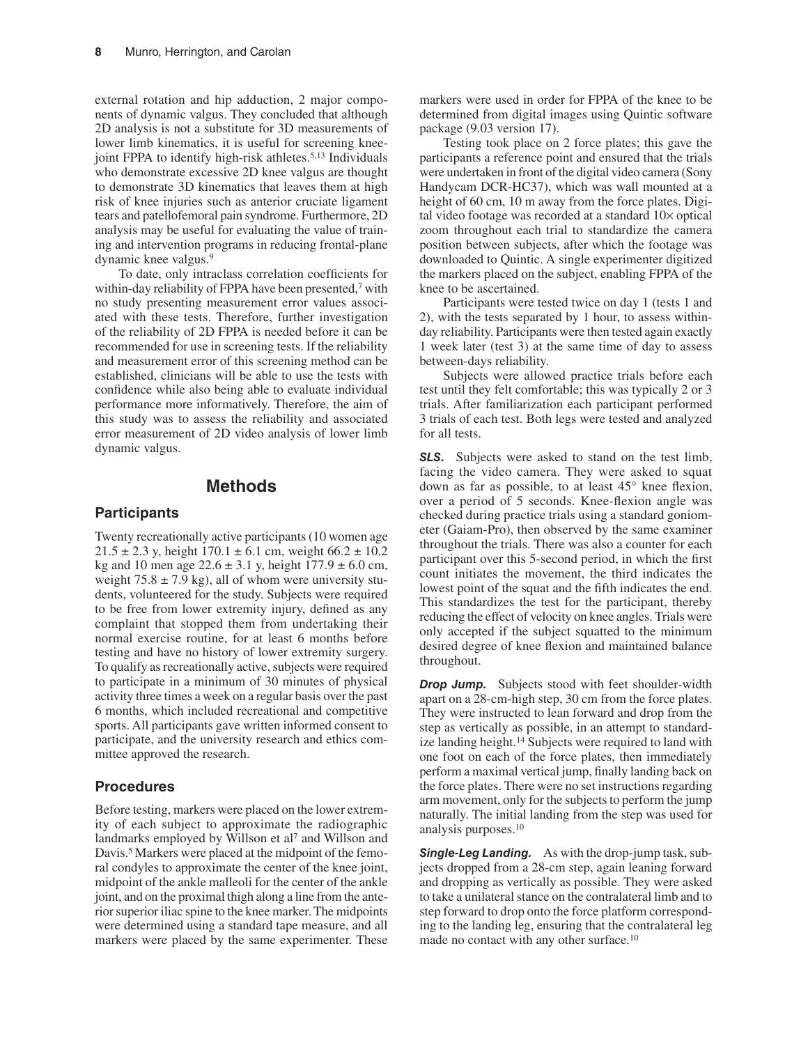external rotation and hip adduction, 2 major components of dynamic valgus. They concluded that although 2D analysis is not a substitute for 3D measurements of lower limb kinematics, it is useful for screening knee-joint FPPA to identify high-risk athletes.[5,13] Individuals who demonstrate excessive 2D knee valgus are thought to demonstrate 3D kinematics that leaves them at high risk of knee injuries such as anterior cruciate ligament tears and patellofemoral pain syndrome. Furthermore, 2D analysis may be useful for evaluating the value of training and intervention programs in reducing frontal-plane dynamic knee valgus.[9]

To date, only intraclass correlation coefficients for within-day reliability of FPPA have been presented,[7] with no study presenting measurement error values associated with these tests. Therefore, further investigation of the reliability of 2D FPPA is needed before it can be recommended for use in screening tests. If the reliability and measurement error of this screening method can be established, clinicians will be able to use the tests with confidence while also being able to evaluate individual performance more informatively. Therefore, the aim of this study was to assess the reliability and associated error measurement of 2D video analysis of lower limb dynamic valgus.

## Methods

### Participants

Twenty recreationally active participants (10 women age $21.5 \pm 2.3$ y, height $170.1 \pm 6.1$ cm, weight $66.2 \pm 10.2$ kg and 10 men age $22.6 \pm 3.1$ y, height $177.9 \pm 6.0$ cm, weight $75.8 \pm 7.9$ kg), all of whom were university students, volunteered for the study. Subjects were required to be free from lower extremity injury, defined as any complaint that stopped them from undertaking their normal exercise routine, for at least 6 months before testing and have no history of lower extremity surgery. To qualify as recreationally active, subjects were required to participate in a minimum of 30 minutes of physical activity three times a week on a regular basis over the past 6 months, which included recreational and competitive sports. All participants gave written informed consent to participate, and the university research and ethics committee approved the research.

### Procedures

Before testing, markers were placed on the lower extremity of each subject to approximate the radiographic landmarks employed by Willson et al[7] and Willson and Davis.[5] Markers were placed at the midpoint of the femoral condyles to approximate the center of the knee joint, midpoint of the ankle malleoli for the center of the ankle joint, and on the proximal thigh along a line from the anterior superior iliac spine to the knee marker. The midpoints were determined using a standard tape measure, and all markers were placed by the same experimenter. These markers were used in order for FPPA of the knee to be determined from digital images using Quintic software package (9.03 version 17).

Testing took place on 2 force plates; this gave the participants a reference point and ensured that the trials were undertaken in front of the digital video camera (Sony Handycam DCR-HC37), which was wall mounted at a height of 60 cm, 10 m away from the force plates. Digital video footage was recorded at a standard 10× optical zoom throughout each trial to standardize the camera position between subjects, after which the footage was downloaded to Quintic. A single experimenter digitized the markers placed on the subject, enabling FPPA of the knee to be ascertained.

Participants were tested twice on day 1 (tests 1 and 2), with the tests separated by 1 hour, to assess within-day reliability. Participants were then tested again exactly 1 week later (test 3) at the same time of day to assess between-days reliability.

Subjects were allowed practice trials before each test until they felt comfortable; this was typically 2 or 3 trials. After familiarization each participant performed 3 trials of each test. Both legs were tested and analyzed for all tests.

***SLS.*** Subjects were asked to stand on the test limb, facing the video camera. They were asked to squat down as far as possible, to at least 45° knee flexion, over a period of 5 seconds. Knee-flexion angle was checked during practice trials using a standard goniometer (Gaiam-Pro), then observed by the same examiner throughout the trials. There was also a counter for each participant over this 5-second period, in which the first count initiates the movement, the third indicates the lowest point of the squat and the fifth indicates the end. This standardizes the test for the participant, thereby reducing the effect of velocity on knee angles. Trials were only accepted if the subject squatted to the minimum desired degree of knee flexion and maintained balance throughout.

***Drop Jump.*** Subjects stood with feet shoulder-width apart on a 28-cm-high step, 30 cm from the force plates. They were instructed to lean forward and drop from the step as vertically as possible, in an attempt to standardize landing height.[14] Subjects were required to land with one foot on each of the force plates, then immediately perform a maximal vertical jump, finally landing back on the force plates. There were no set instructions regarding arm movement, only for the subjects to perform the jump naturally. The initial landing from the step was used for analysis purposes.[10]

***Single-Leg Landing.*** As with the drop-jump task, subjects dropped from a 28-cm step, again leaning forward and dropping as vertically as possible. They were asked to take a unilateral stance on the contralateral limb and to step forward to drop onto the force platform corresponding to the landing leg, ensuring that the contralateral leg made no contact with any other surface.[10]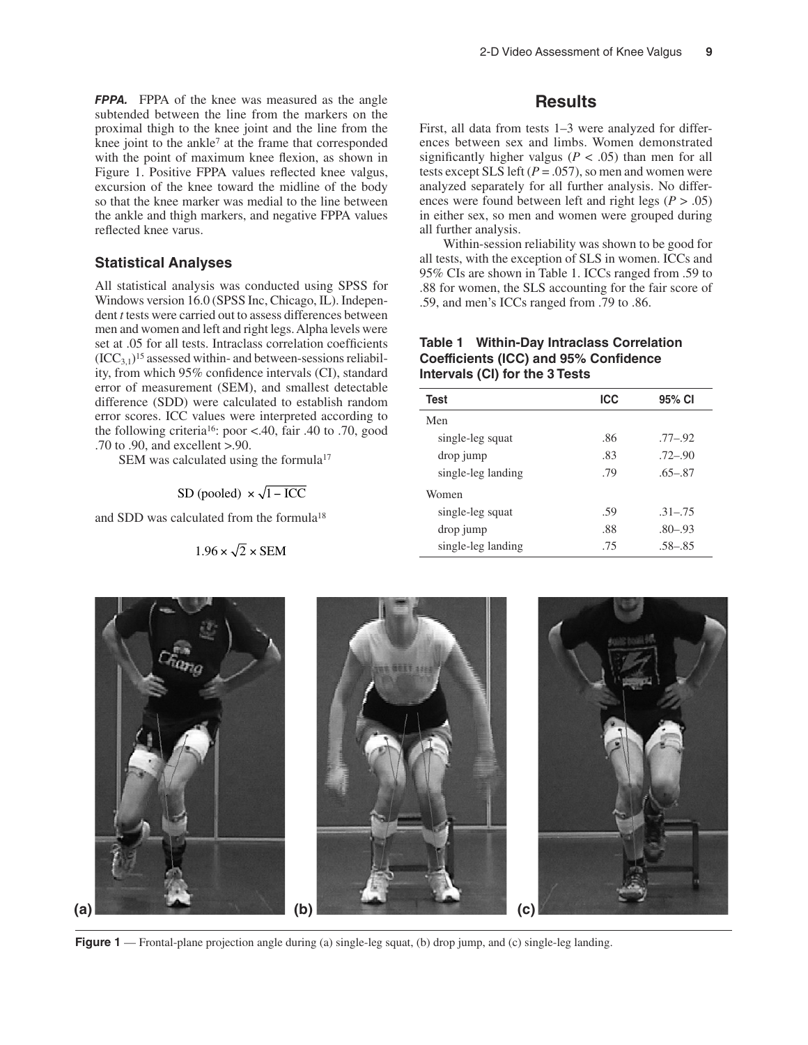***FPPA.*** FPPA of the knee was measured as the angle subtended between the line from the markers on the proximal thigh to the knee joint and the line from the knee joint to the ankle[7] at the frame that corresponded with the point of maximum knee flexion, as shown in Figure 1. Positive FPPA values reflected knee valgus, excursion of the knee toward the midline of the body so that the knee marker was medial to the line between the ankle and thigh markers, and negative FPPA values reflected knee varus.

### Statistical Analyses

All statistical analysis was conducted using SPSS for Windows version 16.0 (SPSS Inc, Chicago, IL). Independent *t* tests were carried out to assess differences between men and women and left and right legs. Alpha levels were set at .05 for all tests. Intraclass correlation coefficients ($ICC_{3,1}$)[15] assessed within- and between-sessions reliability, from which 95% confidence intervals (CI), standard error of measurement (SEM), and smallest detectable difference (SDD) were calculated to establish random error scores. ICC values were interpreted according to the following criteria[16]: poor <.40, fair .40 to .70, good .70 to .90, and excellent >.90.

SEM was calculated using the formula[17]

$$\text{SD (pooled)} \times \sqrt{1 - \text{ICC}}$$

and SDD was calculated from the formula[18]

$$1.96 \times \sqrt{2} \times \text{SEM}$$

## Results

First, all data from tests 1–3 were analyzed for differences between sex and limbs. Women demonstrated significantly higher valgus ($P < .05$) than men for all tests except SLS left ($P = .057$), so men and women were analyzed separately for all further analysis. No differences were found between left and right legs ($P > .05$) in either sex, so men and women were grouped during all further analysis.

Within-session reliability was shown to be good for all tests, with the exception of SLS in women. ICCs and 95% CIs are shown in Table 1. ICCs ranged from .59 to .88 for women, the SLS accounting for the fair score of .59, and men's ICCs ranged from .79 to .86.

**Table 1 Within-Day Intraclass Correlation Coefficients (ICC) and 95% Confidence Intervals (CI) for the 3 Tests**

| Test | ICC | 95% CI |
|---|---|---|
| Men | | |
| single-leg squat | .86 | .77–.92 |
| drop jump | .83 | .72–.90 |
| single-leg landing | .79 | .65–.87 |
| Women | | |
| single-leg squat | .59 | .31–.75 |
| drop jump | .88 | .80–.93 |
| single-leg landing | .75 | .58–.85 |

**Figure 1** — Frontal-plane projection angle during (a) single-leg squat, (b) drop jump, and (c) single-leg landing.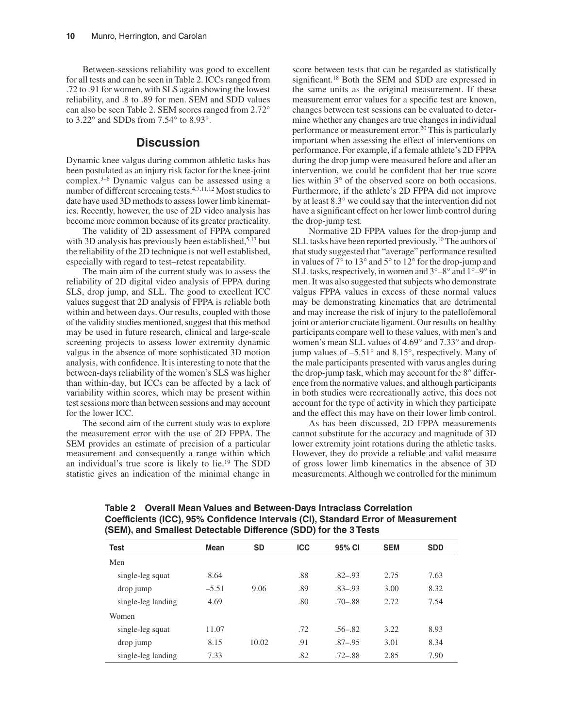Between-sessions reliability was good to excellent for all tests and can be seen in Table 2. ICCs ranged from .72 to .91 for women, with SLS again showing the lowest reliability, and .8 to .89 for men. SEM and SDD values can also be seen Table 2. SEM scores ranged from 2.72° to 3.22° and SDDs from 7.54° to 8.93°.

## Discussion

Dynamic knee valgus during common athletic tasks has been postulated as an injury risk factor for the knee-joint complex.[3–6] Dynamic valgus can be assessed using a number of different screening tests.[4,7,11,12] Most studies to date have used 3D methods to assess lower limb kinematics. Recently, however, the use of 2D video analysis has become more common because of its greater practicality.

The validity of 2D assessment of FPPA compared with 3D analysis has previously been established,[5,13] but the reliability of the 2D technique is not well established, especially with regard to test–retest repeatability.

The main aim of the current study was to assess the reliability of 2D digital video analysis of FPPA during SLS, drop jump, and SLL. The good to excellent ICC values suggest that 2D analysis of FPPA is reliable both within and between days. Our results, coupled with those of the validity studies mentioned, suggest that this method may be used in future research, clinical and large-scale screening projects to assess lower extremity dynamic valgus in the absence of more sophisticated 3D motion analysis, with confidence. It is interesting to note that the between-days reliability of the women's SLS was higher than within-day, but ICCs can be affected by a lack of variability within scores, which may be present within test sessions more than between sessions and may account for the lower ICC.

The second aim of the current study was to explore the measurement error with the use of 2D FPPA. The SEM provides an estimate of precision of a particular measurement and consequently a range within which an individual's true score is likely to lie.[19] The SDD statistic gives an indication of the minimal change in score between tests that can be regarded as statistically significant.[18] Both the SEM and SDD are expressed in the same units as the original measurement. If these measurement error values for a specific test are known, changes between test sessions can be evaluated to determine whether any changes are true changes in individual performance or measurement error.[20] This is particularly important when assessing the effect of interventions on performance. For example, if a female athlete's 2D FPPA during the drop jump were measured before and after an intervention, we could be confident that her true score lies within 3° of the observed score on both occasions. Furthermore, if the athlete's 2D FPPA did not improve by at least 8.3° we could say that the intervention did not have a significant effect on her lower limb control during the drop-jump test.

Normative 2D FPPA values for the drop-jump and SLL tasks have been reported previously.[10] The authors of that study suggested that "average" performance resulted in values of 7° to 13° and 5° to 12° for the drop-jump and SLL tasks, respectively, in women and 3°–8° and 1°–9° in men. It was also suggested that subjects who demonstrate valgus FPPA values in excess of these normal values may be demonstrating kinematics that are detrimental and may increase the risk of injury to the patellofemoral joint or anterior cruciate ligament. Our results on healthy participants compare well to these values, with men's and women's mean SLL values of 4.69° and 7.33° and drop-jump values of –5.51° and 8.15°, respectively. Many of the male participants presented with varus angles during the drop-jump task, which may account for the 8° difference from the normative values, and although participants in both studies were recreationally active, this does not account for the type of activity in which they participate and the effect this may have on their lower limb control.

As has been discussed, 2D FPPA measurements cannot substitute for the accuracy and magnitude of 3D lower extremity joint rotations during the athletic tasks. However, they do provide a reliable and valid measure of gross lower limb kinematics in the absence of 3D measurements. Although we controlled for the minimum

**Table 2 Overall Mean Values and Between-Days Intraclass Correlation Coefficients (ICC), 95% Confidence Intervals (CI), Standard Error of Measurement (SEM), and Smallest Detectable Difference (SDD) for the 3 Tests**

| Test | Mean | SD | ICC | 95% CI | SEM | SDD |
|---|---|---|---|---|---|---|
| Men | | | | | | |
| single-leg squat | 8.64 | | .88 | .82–.93 | 2.75 | 7.63 |
| drop jump | –5.51 | 9.06 | .89 | .83–.93 | 3.00 | 8.32 |
| single-leg landing | 4.69 | | .80 | .70–.88 | 2.72 | 7.54 |
| Women | | | | | | |
| single-leg squat | 11.07 | | .72 | .56–.82 | 3.22 | 8.93 |
| drop jump | 8.15 | 10.02 | .91 | .87–.95 | 3.01 | 8.34 |
| single-leg landing | 7.33 | | .82 | .72–.88 | 2.85 | 7.90 |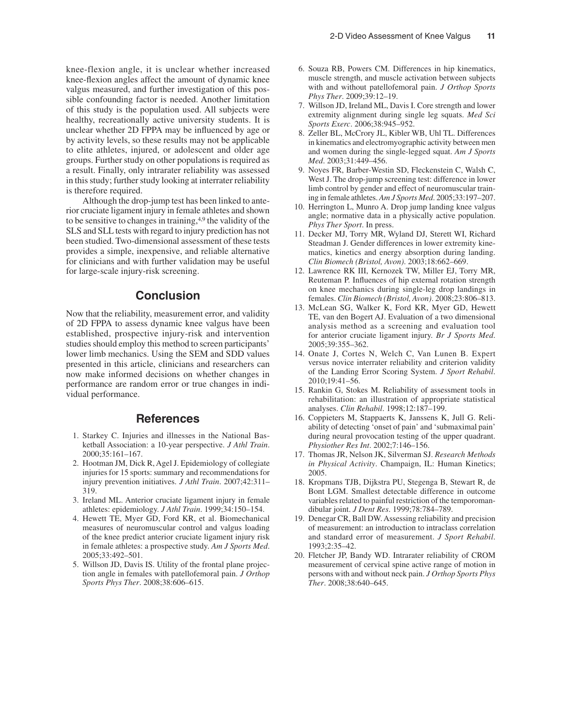knee-flexion angle, it is unclear whether increased knee-flexion angles affect the amount of dynamic knee valgus measured, and further investigation of this possible confounding factor is needed. Another limitation of this study is the population used. All subjects were healthy, recreationally active university students. It is unclear whether 2D FPPA may be influenced by age or by activity levels, so these results may not be applicable to elite athletes, injured, or adolescent and older age groups. Further study on other populations is required as a result. Finally, only intrarater reliability was assessed in this study; further study looking at interrater reliability is therefore required.

Although the drop-jump test has been linked to anterior cruciate ligament injury in female athletes and shown to be sensitive to changes in training,[4,9] the validity of the SLS and SLL tests with regard to injury prediction has not been studied. Two-dimensional assessment of these tests provides a simple, inexpensive, and reliable alternative for clinicians and with further validation may be useful for large-scale injury-risk screening.

## Conclusion

Now that the reliability, measurement error, and validity of 2D FPPA to assess dynamic knee valgus have been established, prospective injury-risk and intervention studies should employ this method to screen participants' lower limb mechanics. Using the SEM and SDD values presented in this article, clinicians and researchers can now make informed decisions on whether changes in performance are random error or true changes in individual performance.

## References

1. Starkey C. Injuries and illnesses in the National Basketball Association: a 10-year perspective. *J Athl Train*. 2000;35:161–167.
2. Hootman JM, Dick R, Agel J. Epidemiology of collegiate injuries for 15 sports: summary and recommendations for injury prevention initiatives. *J Athl Train*. 2007;42:311–319.
3. Ireland ML. Anterior cruciate ligament injury in female athletes: epidemiology. *J Athl Train*. 1999;34:150–154.
4. Hewett TE, Myer GD, Ford KR, et al. Biomechanical measures of neuromuscular control and valgus loading of the knee predict anterior cruciate ligament injury risk in female athletes: a prospective study. *Am J Sports Med*. 2005;33:492–501.
5. Willson JD, Davis IS. Utility of the frontal plane projection angle in females with patellofemoral pain. *J Orthop Sports Phys Ther*. 2008;38:606–615.
6. Souza RB, Powers CM. Differences in hip kinematics, muscle strength, and muscle activation between subjects with and without patellofemoral pain. *J Orthop Sports Phys Ther*. 2009;39:12–19.
7. Willson JD, Ireland ML, Davis I. Core strength and lower extremity alignment during single leg squats. *Med Sci Sports Exerc*. 2006;38:945–952.
8. Zeller BL, McCrory JL, Kibler WB, Uhl TL. Differences in kinematics and electromyographic activity between men and women during the single-legged squat. *Am J Sports Med*. 2003;31:449–456.
9. Noyes FR, Barber-Westin SD, Fleckenstein C, Walsh C, West J. The drop-jump screening test: difference in lower limb control by gender and effect of neuromuscular training in female athletes. *Am J Sports Med*. 2005;33:197–207.
10. Herrington L, Munro A. Drop jump landing knee valgus angle; normative data in a physically active population. *Phys Ther Sport*. In press.
11. Decker MJ, Torry MR, Wyland DJ, Sterett WI, Richard Steadman J. Gender differences in lower extremity kinematics, kinetics and energy absorption during landing. *Clin Biomech (Bristol, Avon)*. 2003;18:662–669.
12. Lawrence RK III, Kernozek TW, Miller EJ, Torry MR, Reuteman P. Influences of hip external rotation strength on knee mechanics during single-leg drop landings in females. *Clin Biomech (Bristol, Avon)*. 2008;23:806–813.
13. McLean SG, Walker K, Ford KR, Myer GD, Hewett TE, van den Bogert AJ. Evaluation of a two dimensional analysis method as a screening and evaluation tool for anterior cruciate ligament injury. *Br J Sports Med*. 2005;39:355–362.
14. Onate J, Cortes N, Welch C, Van Lunen B. Expert versus novice interrater reliability and criterion validity of the Landing Error Scoring System. *J Sport Rehabil*. 2010;19:41–56.
15. Rankin G, Stokes M. Reliability of assessment tools in rehabilitation: an illustration of appropriate statistical analyses. *Clin Rehabil*. 1998;12:187–199.
16. Coppieters M, Stappaerts K, Janssens K, Jull G. Reliability of detecting 'onset of pain' and 'submaximal pain' during neural provocation testing of the upper quadrant. *Physiother Res Int*. 2002;7:146–156.
17. Thomas JR, Nelson JK, Silverman SJ. *Research Methods in Physical Activity*. Champaign, IL: Human Kinetics; 2005.
18. Kropmans TJB, Dijkstra PU, Stegenga B, Stewart R, de Bont LGM. Smallest detectable difference in outcome variables related to painful restriction of the temporomandibular joint. *J Dent Res*. 1999;78:784–789.
19. Denegar CR, Ball DW. Assessing reliability and precision of measurement: an introduction to intraclass correlation and standard error of measurement. *J Sport Rehabil*. 1993;2:35–42.
20. Fletcher JP, Bandy WD. Intrarater reliability of CROM measurement of cervical spine active range of motion in persons with and without neck pain. *J Orthop Sports Phys Ther*. 2008;38:640–645.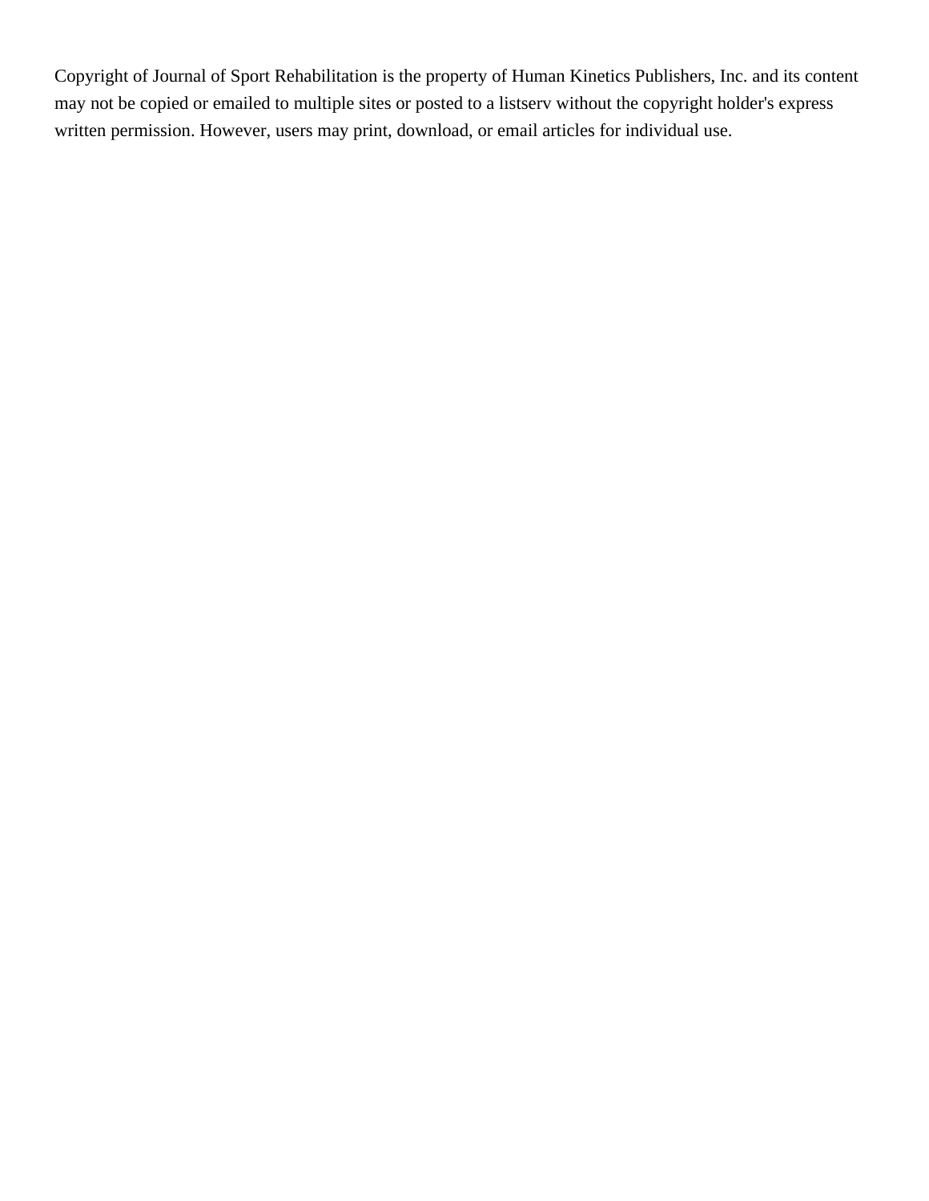Copyright of Journal of Sport Rehabilitation is the property of Human Kinetics Publishers, Inc. and its content may not be copied or emailed to multiple sites or posted to a listserv without the copyright holder's express written permission. However, users may print, download, or email articles for individual use.